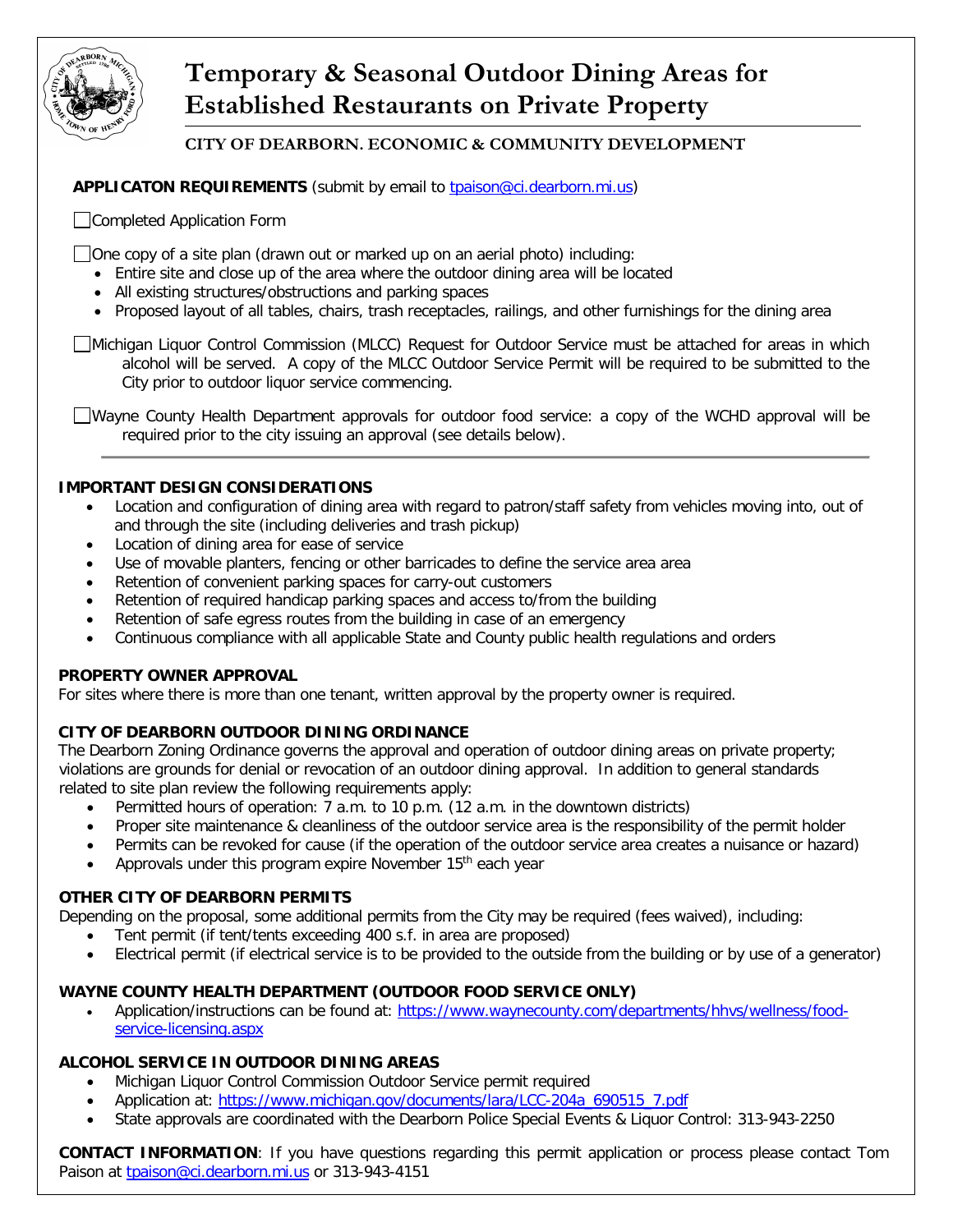# Temporary & Seasonal Outdoor Dining Areas for Established Restaurants on Private Property

**CITY OF DEARBORN. ECONOMIC & COMMUNITY DEVELOPMENT**

**APPLICATON REQUIREMENTS** (submit by email to tpaison@ci.dearborn.mi.us)

- [ ] Completed Application Form
- [ ] One copy of a site plan (drawn out or marked up on an aerial photo) including:
  - Entire site and close up of the area where the outdoor dining area will be located
  - All existing structures/obstructions and parking spaces
  - Proposed layout of all tables, chairs, trash receptacles, railings, and other furnishings for the dining area
- [ ] Michigan Liquor Control Commission (MLCC) Request for Outdoor Service must be attached for areas in which alcohol will be served. A copy of the MLCC Outdoor Service Permit will be required to be submitted to the City prior to outdoor liquor service commencing.
- [ ] Wayne County Health Department approvals for outdoor food service: a copy of the WCHD approval will be required prior to the city issuing an approval (see details below).

---

**IMPORTANT DESIGN CONSIDERATIONS**

- Location and configuration of dining area with regard to patron/staff safety from vehicles moving into, out of and through the site (including deliveries and trash pickup)
- Location of dining area for ease of service
- Use of movable planters, fencing or other barricades to define the service area area
- Retention of convenient parking spaces for carry-out customers
- Retention of required handicap parking spaces and access to/from the building
- Retention of safe egress routes from the building in case of an emergency
- Continuous compliance with all applicable State and County public health regulations and orders

**PROPERTY OWNER APPROVAL**

For sites where there is more than one tenant, written approval by the property owner is required.

**CITY OF DEARBORN OUTDOOR DINING ORDINANCE**

The Dearborn Zoning Ordinance governs the approval and operation of outdoor dining areas on private property; violations are grounds for denial or revocation of an outdoor dining approval. In addition to general standards related to site plan review the following requirements apply:

- Permitted hours of operation: 7 a.m. to 10 p.m. (12 a.m. in the downtown districts)
- Proper site maintenance & cleanliness of the outdoor service area is the responsibility of the permit holder
- Permits can be revoked for cause (if the operation of the outdoor service area creates a nuisance or hazard)
- Approvals under this program expire November 15th each year

**OTHER CITY OF DEARBORN PERMITS**

Depending on the proposal, some additional permits from the City may be required (fees waived), including:

- Tent permit (if tent/tents exceeding 400 s.f. in area are proposed)
- Electrical permit (if electrical service is to be provided to the outside from the building or by use of a generator)

**WAYNE COUNTY HEALTH DEPARTMENT (OUTDOOR FOOD SERVICE ONLY)**

- Application/instructions can be found at: https://www.waynecounty.com/departments/hhvs/wellness/food-service-licensing.aspx

**ALCOHOL SERVICE IN OUTDOOR DINING AREAS**

- Michigan Liquor Control Commission Outdoor Service permit required
- Application at: https://www.michigan.gov/documents/lara/LCC-204a_690515_7.pdf
- State approvals are coordinated with the Dearborn Police Special Events & Liquor Control: 313-943-2250

**CONTACT INFORMATION**: If you have questions regarding this permit application or process please contact Tom Paison at tpaison@ci.dearborn.mi.us or 313-943-4151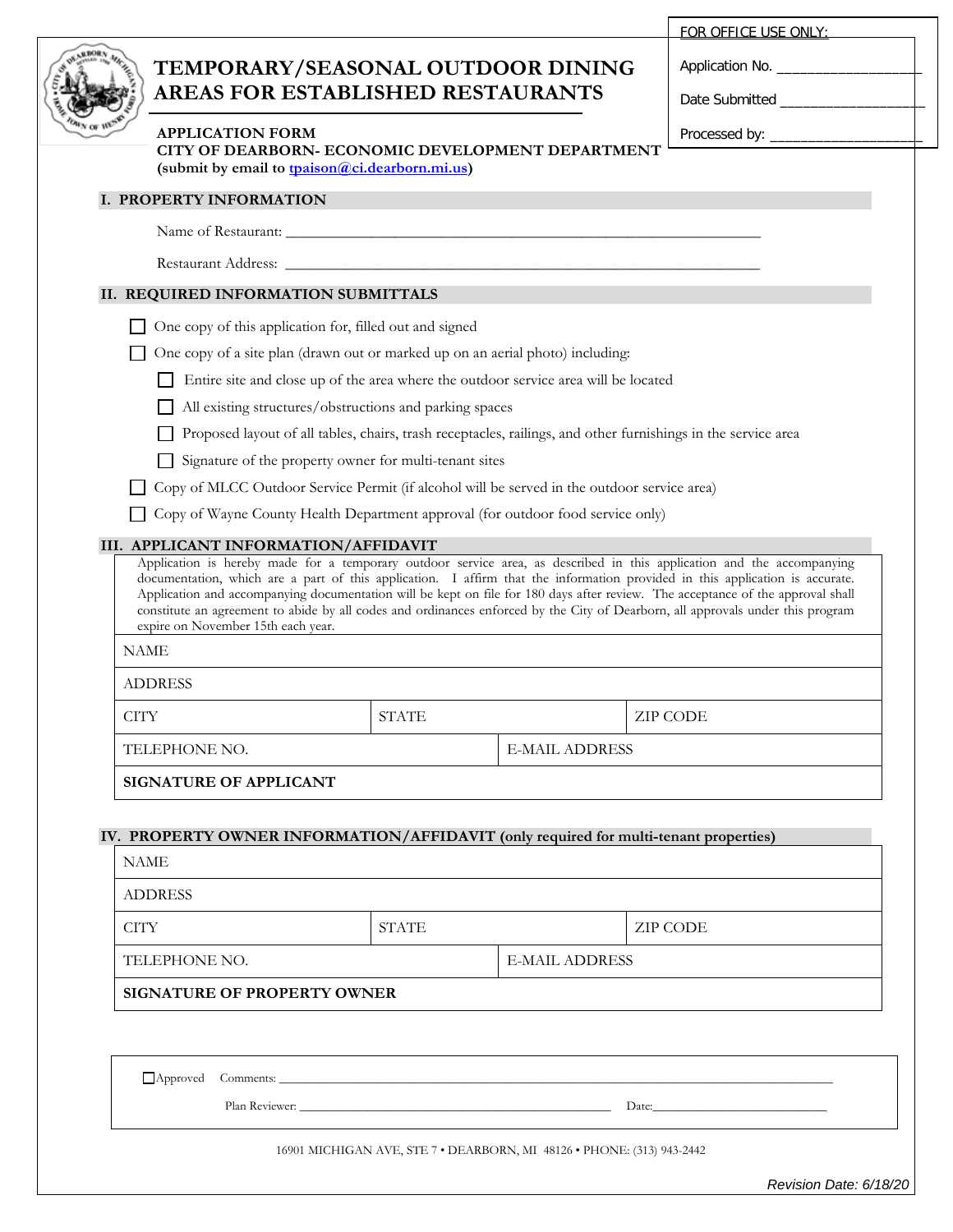FOR OFFICE USE ONLY:

Application No. ___________________

Date Submitted ___________________

Processed by: ___________________

# TEMPORARY/SEASONAL OUTDOOR DINING AREAS FOR ESTABLISHED RESTAURANTS

**APPLICATION FORM**
**CITY OF DEARBORN- ECONOMIC DEVELOPMENT DEPARTMENT**
**(submit by email to tpaison@ci.dearborn.mi.us)**

## I. PROPERTY INFORMATION

Name of Restaurant: ___________________________________________________________

Restaurant Address: ___________________________________________________________

## II. REQUIRED INFORMATION SUBMITTALS

- ☐ One copy of this application for, filled out and signed
- ☐ One copy of a site plan (drawn out or marked up on an aerial photo) including:
  - ☐ Entire site and close up of the area where the outdoor service area will be located
  - ☐ All existing structures/obstructions and parking spaces
  - ☐ Proposed layout of all tables, chairs, trash receptacles, railings, and other furnishings in the service area
  - ☐ Signature of the property owner for multi-tenant sites
- ☐ Copy of MLCC Outdoor Service Permit (if alcohol will be served in the outdoor service area)
- ☐ Copy of Wayne County Health Department approval (for outdoor food service only)

## III. APPLICANT INFORMATION/AFFIDAVIT

Application is hereby made for a temporary outdoor service area, as described in this application and the accompanying documentation, which are a part of this application. I affirm that the information provided in this application is accurate. Application and accompanying documentation will be kept on file for 180 days after review. The acceptance of the approval shall constitute an agreement to abide by all codes and ordinances enforced by the City of Dearborn, all approvals under this program expire on November 15th each year.

| | | |
|---|---|---|
| NAME | | |
| ADDRESS | | |
| CITY | STATE | ZIP CODE |
| TELEPHONE NO. | E-MAIL ADDRESS | |
| **SIGNATURE OF APPLICANT** | | |

## IV. PROPERTY OWNER INFORMATION/AFFIDAVIT (only required for multi-tenant properties)

| | | |
|---|---|---|
| NAME | | |
| ADDRESS | | |
| CITY | STATE | ZIP CODE |
| TELEPHONE NO. | E-MAIL ADDRESS | |
| **SIGNATURE OF PROPERTY OWNER** | | |

☐ Approved Comments: ___________________________________________________________

Plan Reviewer: _______________________________________ Date: ____________________

16901 MICHIGAN AVE, STE 7 • DEARBORN, MI 48126 • PHONE: (313) 943-2442

*Revision Date: 6/18/20*